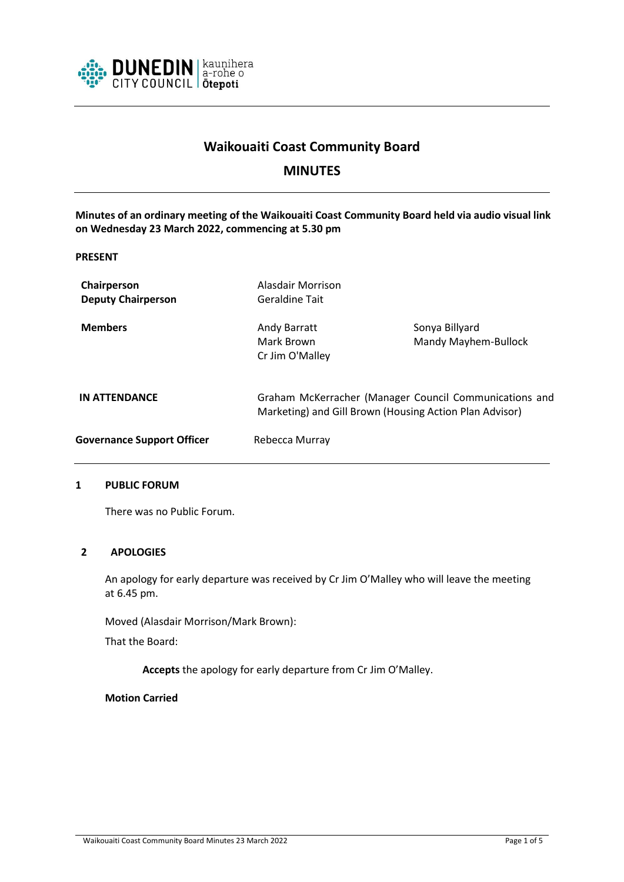# Waikouaiti Coast Community Board

## MINUTES

**Minutes of an ordinary meeting of the Waikouaiti Coast Community Board held via audio visual link on Wednesday 23 March 2022, commencing at 5.30 pm**

**PRESENT**

| | | |
|---|---|---|
| **Chairperson** | Alasdair Morrison | |
| **Deputy Chairperson** | Geraldine Tait | |
| **Members** | Andy Barratt<br>Mark Brown<br>Cr Jim O'Malley | Sonya Billyard<br>Mandy Mayhem-Bullock |

**IN ATTENDANCE** Graham McKerracher (Manager Council Communications and Marketing) and Gill Brown (Housing Action Plan Advisor)

**Governance Support Officer** Rebecca Murray

### 1 PUBLIC FORUM

There was no Public Forum.

### 2 APOLOGIES

An apology for early departure was received by Cr Jim O'Malley who will leave the meeting at 6.45 pm.

Moved (Alasdair Morrison/Mark Brown):

That the Board:

**Accepts** the apology for early departure from Cr Jim O'Malley.

**Motion Carried**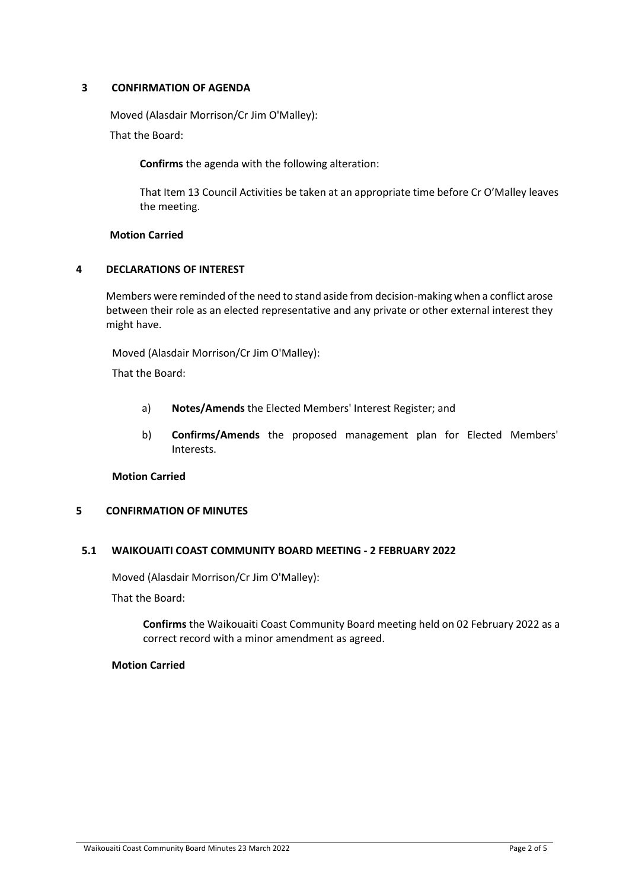## 3 CONFIRMATION OF AGENDA

Moved (Alasdair Morrison/Cr Jim O'Malley):

That the Board:

**Confirms** the agenda with the following alteration:

That Item 13 Council Activities be taken at an appropriate time before Cr O'Malley leaves the meeting.

**Motion Carried**

## 4 DECLARATIONS OF INTEREST

Members were reminded of the need to stand aside from decision-making when a conflict arose between their role as an elected representative and any private or other external interest they might have.

Moved (Alasdair Morrison/Cr Jim O'Malley):

That the Board:

a) **Notes/Amends** the Elected Members' Interest Register; and

b) **Confirms/Amends** the proposed management plan for Elected Members' Interests.

**Motion Carried**

## 5 CONFIRMATION OF MINUTES

### 5.1 WAIKOUAITI COAST COMMUNITY BOARD MEETING - 2 FEBRUARY 2022

Moved (Alasdair Morrison/Cr Jim O'Malley):

That the Board:

**Confirms** the Waikouaiti Coast Community Board meeting held on 02 February 2022 as a correct record with a minor amendment as agreed.

**Motion Carried**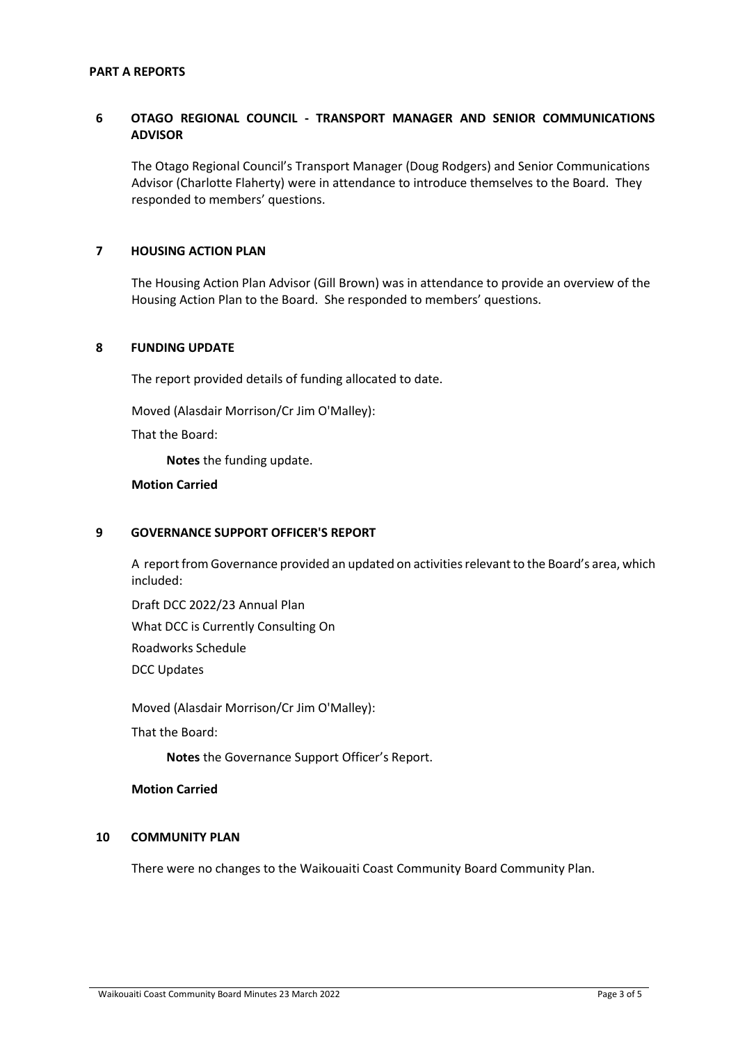**PART A REPORTS**

## 6 OTAGO REGIONAL COUNCIL - TRANSPORT MANAGER AND SENIOR COMMUNICATIONS ADVISOR

The Otago Regional Council's Transport Manager (Doug Rodgers) and Senior Communications Advisor (Charlotte Flaherty) were in attendance to introduce themselves to the Board. They responded to members' questions.

## 7 HOUSING ACTION PLAN

The Housing Action Plan Advisor (Gill Brown) was in attendance to provide an overview of the Housing Action Plan to the Board. She responded to members' questions.

## 8 FUNDING UPDATE

The report provided details of funding allocated to date.

Moved (Alasdair Morrison/Cr Jim O'Malley):

That the Board:

**Notes** the funding update.

**Motion Carried**

## 9 GOVERNANCE SUPPORT OFFICER'S REPORT

A report from Governance provided an updated on activities relevant to the Board's area, which included:

Draft DCC 2022/23 Annual Plan

What DCC is Currently Consulting On

Roadworks Schedule

DCC Updates

Moved (Alasdair Morrison/Cr Jim O'Malley):

That the Board:

**Notes** the Governance Support Officer's Report.

**Motion Carried**

## 10 COMMUNITY PLAN

There were no changes to the Waikouaiti Coast Community Board Community Plan.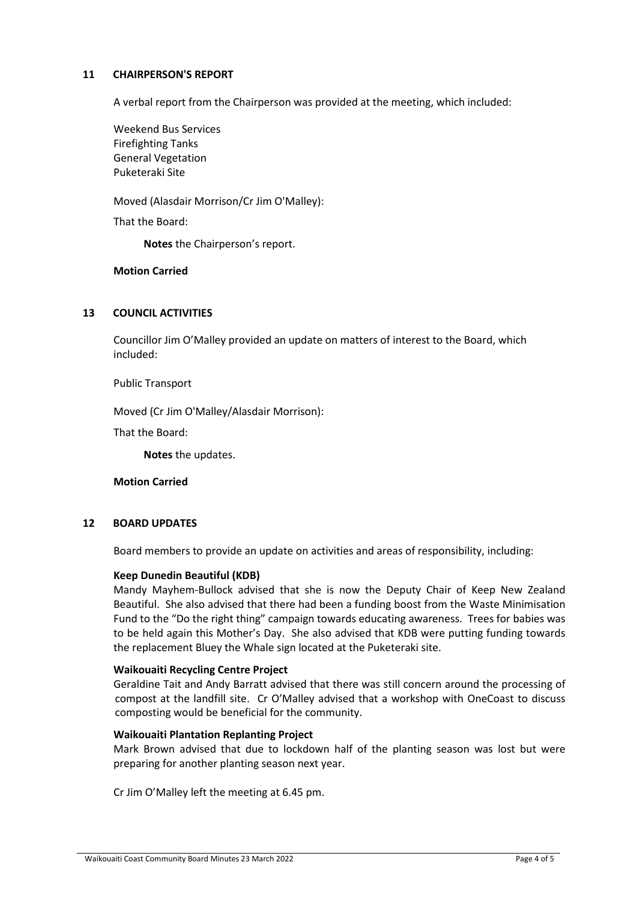## 11 CHAIRPERSON'S REPORT

A verbal report from the Chairperson was provided at the meeting, which included:

Weekend Bus Services
Firefighting Tanks
General Vegetation
Puketeraki Site

Moved (Alasdair Morrison/Cr Jim O'Malley):

That the Board:

**Notes** the Chairperson's report.

**Motion Carried**

## 13 COUNCIL ACTIVITIES

Councillor Jim O'Malley provided an update on matters of interest to the Board, which included:

Public Transport

Moved (Cr Jim O'Malley/Alasdair Morrison):

That the Board:

**Notes** the updates.

**Motion Carried**

## 12 BOARD UPDATES

Board members to provide an update on activities and areas of responsibility, including:

**Keep Dunedin Beautiful (KDB)**

Mandy Mayhem-Bullock advised that she is now the Deputy Chair of Keep New Zealand Beautiful. She also advised that there had been a funding boost from the Waste Minimisation Fund to the "Do the right thing" campaign towards educating awareness. Trees for babies was to be held again this Mother's Day. She also advised that KDB were putting funding towards the replacement Bluey the Whale sign located at the Puketeraki site.

**Waikouaiti Recycling Centre Project**

Geraldine Tait and Andy Barratt advised that there was still concern around the processing of compost at the landfill site. Cr O'Malley advised that a workshop with OneCoast to discuss composting would be beneficial for the community.

**Waikouaiti Plantation Replanting Project**

Mark Brown advised that due to lockdown half of the planting season was lost but were preparing for another planting season next year.

Cr Jim O'Malley left the meeting at 6.45 pm.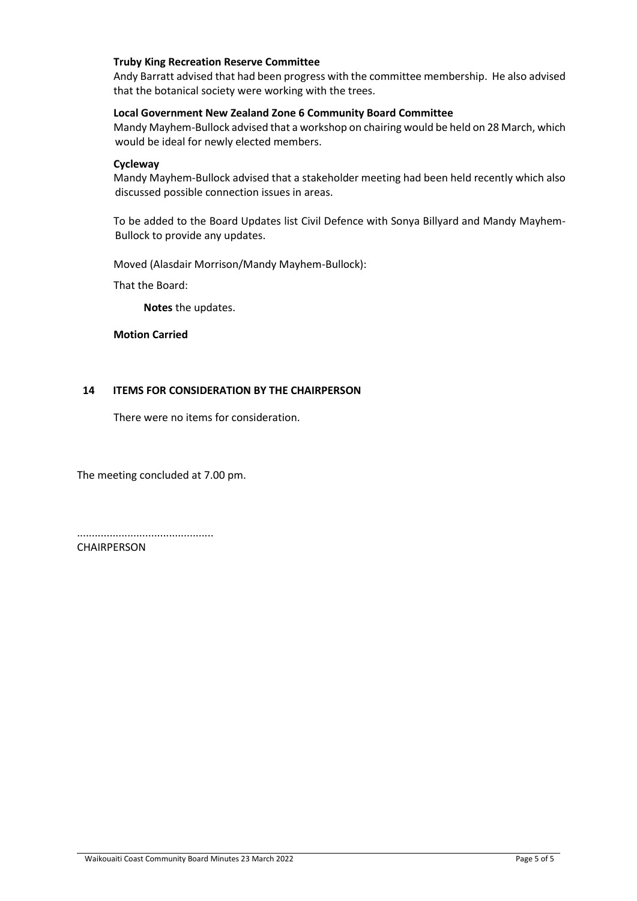**Truby King Recreation Reserve Committee**

Andy Barratt advised that had been progress with the committee membership. He also advised that the botanical society were working with the trees.

**Local Government New Zealand Zone 6 Community Board Committee**

Mandy Mayhem-Bullock advised that a workshop on chairing would be held on 28 March, which would be ideal for newly elected members.

**Cycleway**

Mandy Mayhem-Bullock advised that a stakeholder meeting had been held recently which also discussed possible connection issues in areas.

To be added to the Board Updates list Civil Defence with Sonya Billyard and Mandy Mayhem-Bullock to provide any updates.

Moved (Alasdair Morrison/Mandy Mayhem-Bullock):

That the Board:

**Notes** the updates.

**Motion Carried**

## 14 ITEMS FOR CONSIDERATION BY THE CHAIRPERSON

There were no items for consideration.

The meeting concluded at 7.00 pm.

.............................................

CHAIRPERSON